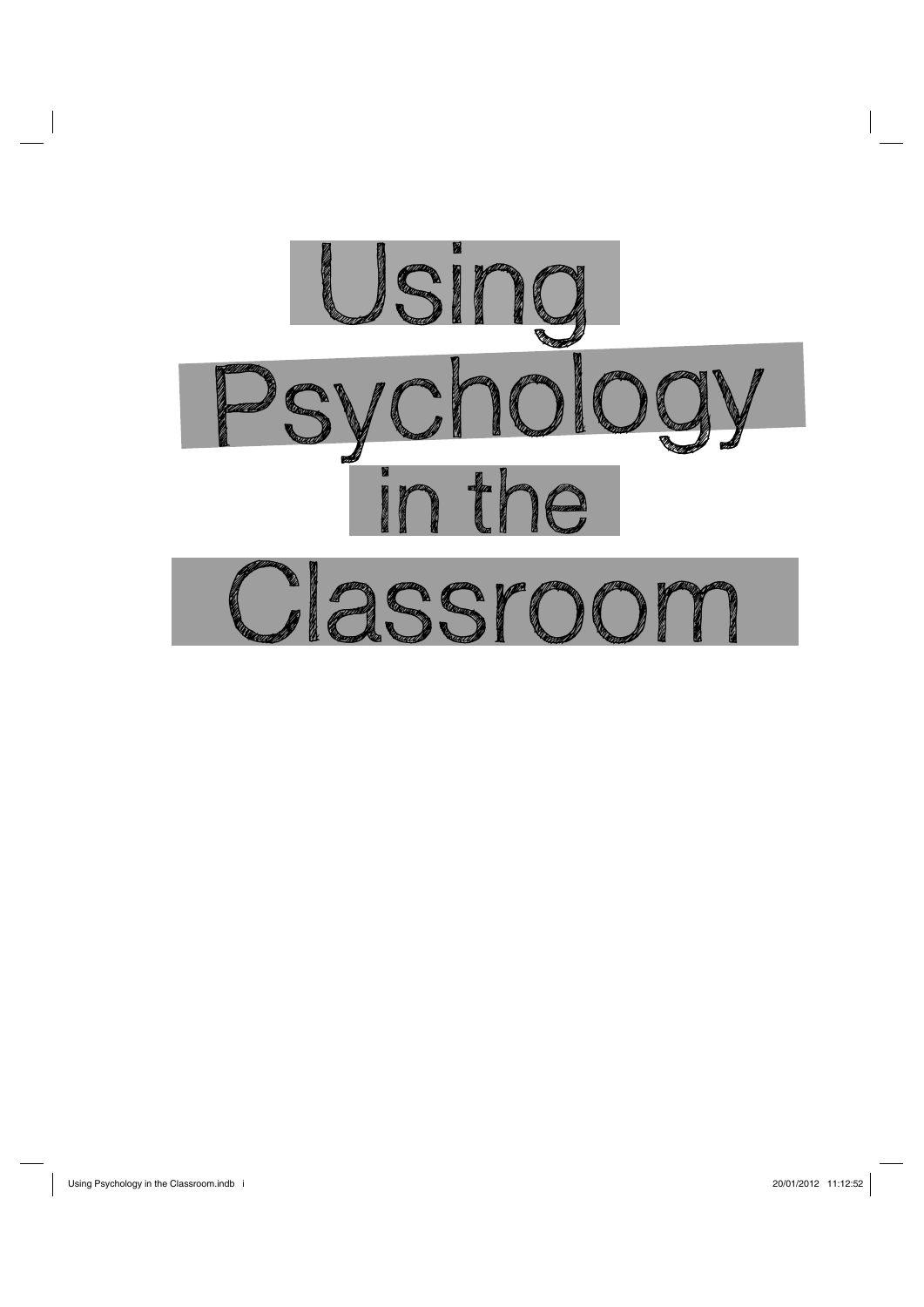# Using Psychology in the Classroom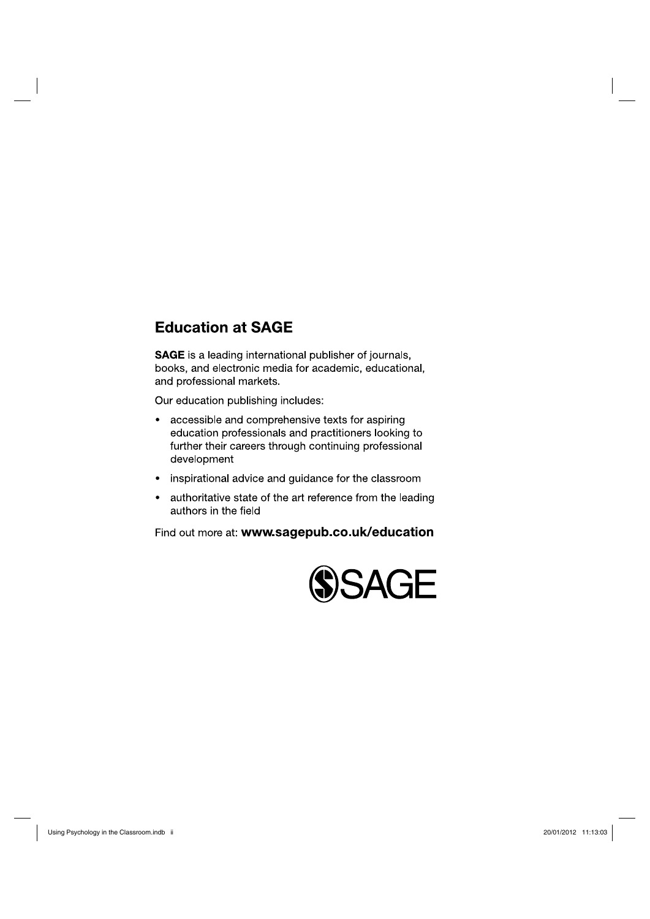## Education at SAGE

**SAGE** is a leading international publisher of journals, books, and electronic media for academic, educational, and professional markets.

Our education publishing includes:

- accessible and comprehensive texts for aspiring education professionals and practitioners looking to further their careers through continuing professional development
- inspirational advice and guidance for the classroom
- authoritative state of the art reference from the leading authors in the field

Find out more at: **www.sagepub.co.uk/education**

SAGE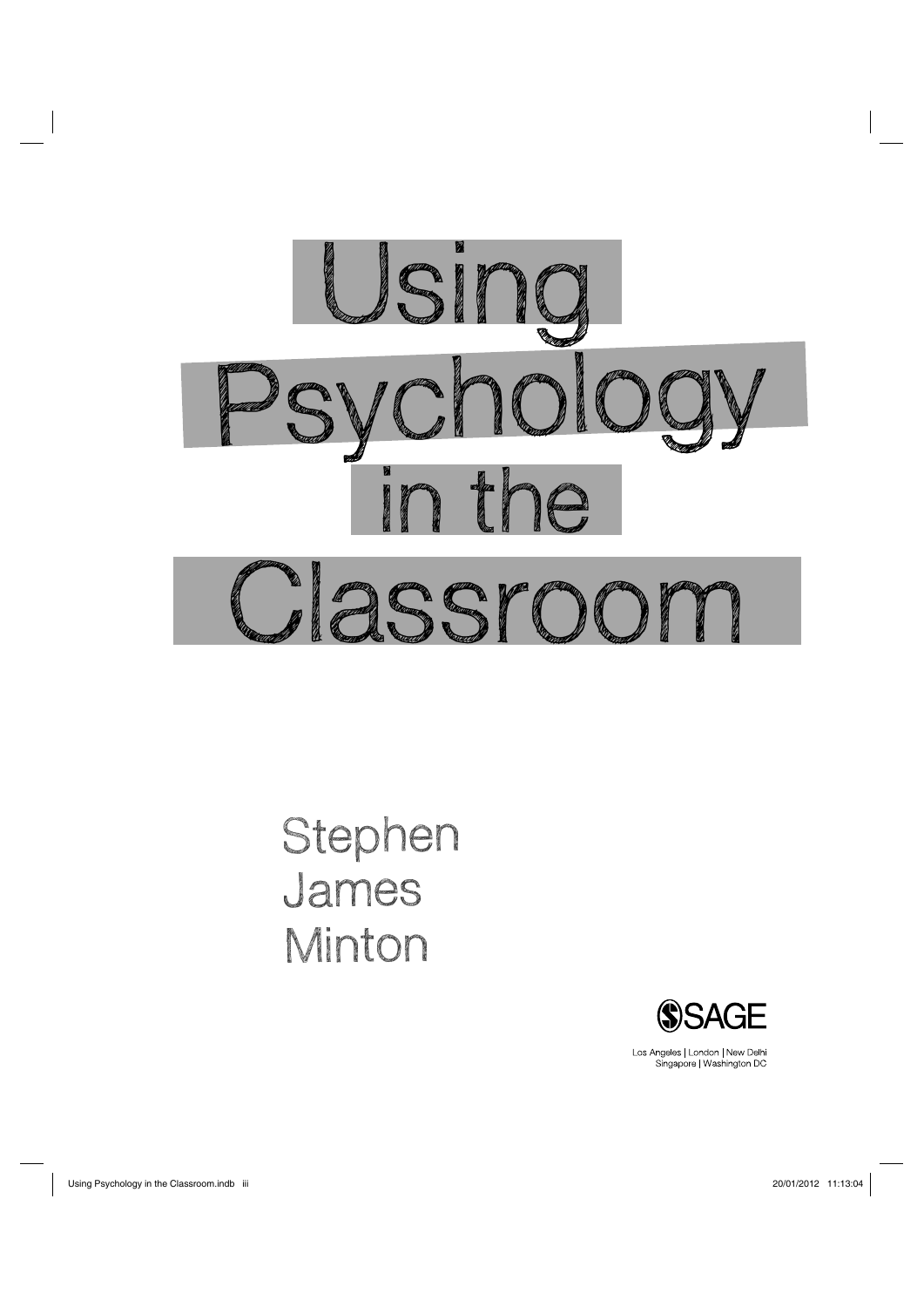# Using Psychology in the Classroom

Stephen James Minton

SAGE

Los Angeles | London | New Delhi
Singapore | Washington DC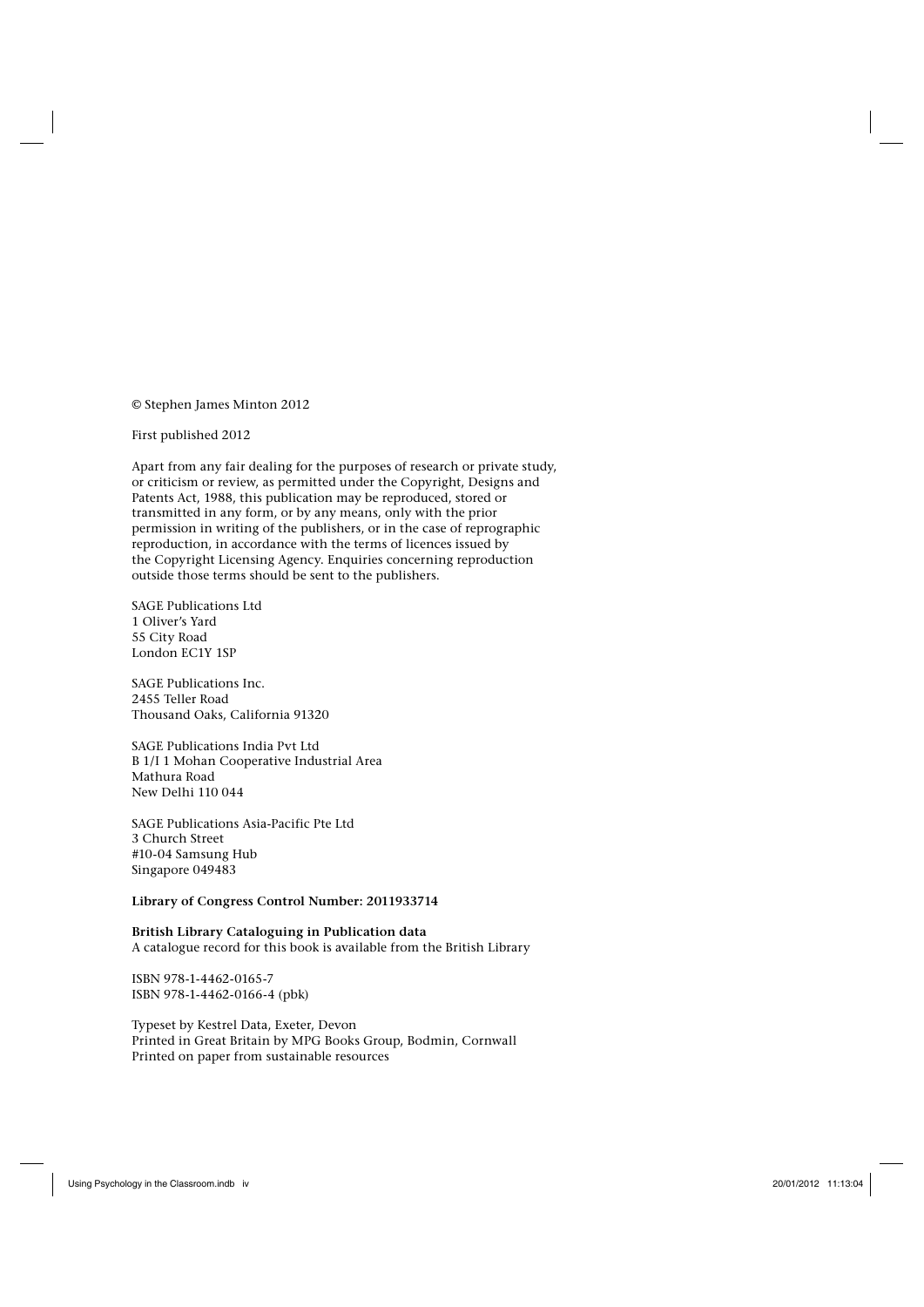© Stephen James Minton 2012

First published 2012

Apart from any fair dealing for the purposes of research or private study, or criticism or review, as permitted under the Copyright, Designs and Patents Act, 1988, this publication may be reproduced, stored or transmitted in any form, or by any means, only with the prior permission in writing of the publishers, or in the case of reprographic reproduction, in accordance with the terms of licences issued by the Copyright Licensing Agency. Enquiries concerning reproduction outside those terms should be sent to the publishers.

SAGE Publications Ltd  
1 Oliver's Yard  
55 City Road  
London EC1Y 1SP

SAGE Publications Inc.  
2455 Teller Road  
Thousand Oaks, California 91320

SAGE Publications India Pvt Ltd  
B 1/I 1 Mohan Cooperative Industrial Area  
Mathura Road  
New Delhi 110 044

SAGE Publications Asia-Pacific Pte Ltd  
3 Church Street  
#10-04 Samsung Hub  
Singapore 049483

**Library of Congress Control Number: 2011933714**

**British Library Cataloguing in Publication data**  
A catalogue record for this book is available from the British Library

ISBN 978-1-4462-0165-7  
ISBN 978-1-4462-0166-4 (pbk)

Typeset by Kestrel Data, Exeter, Devon  
Printed in Great Britain by MPG Books Group, Bodmin, Cornwall  
Printed on paper from sustainable resources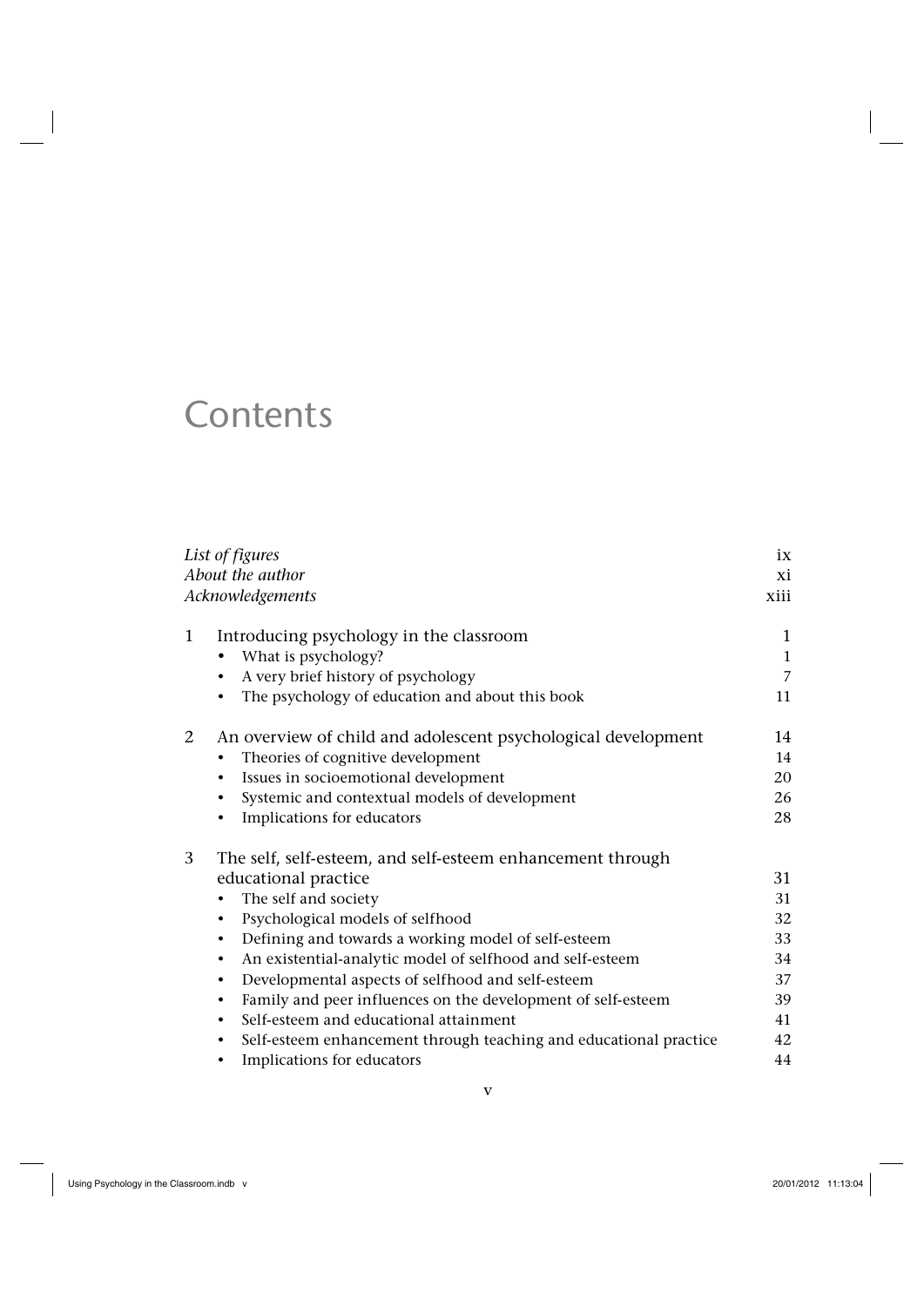# Contents

| | | |
|---|---|---|
| *List of figures* | | ix |
| *About the author* | | xi |
| *Acknowledgements* | | xiii |
| 1 | Introducing psychology in the classroom | 1 |
| | • What is psychology? | 1 |
| | • A very brief history of psychology | 7 |
| | • The psychology of education and about this book | 11 |
| 2 | An overview of child and adolescent psychological development | 14 |
| | • Theories of cognitive development | 14 |
| | • Issues in socioemotional development | 20 |
| | • Systemic and contextual models of development | 26 |
| | • Implications for educators | 28 |
| 3 | The self, self-esteem, and self-esteem enhancement through educational practice | 31 |
| | • The self and society | 31 |
| | • Psychological models of selfhood | 32 |
| | • Defining and towards a working model of self-esteem | 33 |
| | • An existential-analytic model of selfhood and self-esteem | 34 |
| | • Developmental aspects of selfhood and self-esteem | 37 |
| | • Family and peer influences on the development of self-esteem | 39 |
| | • Self-esteem and educational attainment | 41 |
| | • Self-esteem enhancement through teaching and educational practice | 42 |
| | • Implications for educators | 44 |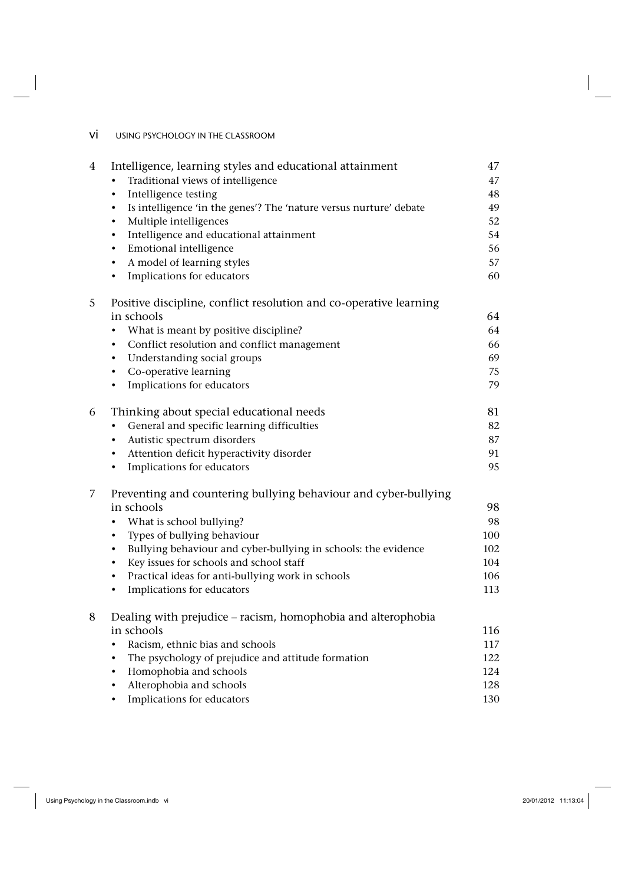| | | |
|---|---|---|
| 4 | Intelligence, learning styles and educational attainment | 47 |
| | • Traditional views of intelligence | 47 |
| | • Intelligence testing | 48 |
| | • Is intelligence 'in the genes'? The 'nature versus nurture' debate | 49 |
| | • Multiple intelligences | 52 |
| | • Intelligence and educational attainment | 54 |
| | • Emotional intelligence | 56 |
| | • A model of learning styles | 57 |
| | • Implications for educators | 60 |
| 5 | Positive discipline, conflict resolution and co-operative learning in schools | 64 |
| | • What is meant by positive discipline? | 64 |
| | • Conflict resolution and conflict management | 66 |
| | • Understanding social groups | 69 |
| | • Co-operative learning | 75 |
| | • Implications for educators | 79 |
| 6 | Thinking about special educational needs | 81 |
| | • General and specific learning difficulties | 82 |
| | • Autistic spectrum disorders | 87 |
| | • Attention deficit hyperactivity disorder | 91 |
| | • Implications for educators | 95 |
| 7 | Preventing and countering bullying behaviour and cyber-bullying in schools | 98 |
| | • What is school bullying? | 98 |
| | • Types of bullying behaviour | 100 |
| | • Bullying behaviour and cyber-bullying in schools: the evidence | 102 |
| | • Key issues for schools and school staff | 104 |
| | • Practical ideas for anti-bullying work in schools | 106 |
| | • Implications for educators | 113 |
| 8 | Dealing with prejudice – racism, homophobia and alterophobia in schools | 116 |
| | • Racism, ethnic bias and schools | 117 |
| | • The psychology of prejudice and attitude formation | 122 |
| | • Homophobia and schools | 124 |
| | • Alterophobia and schools | 128 |
| | • Implications for educators | 130 |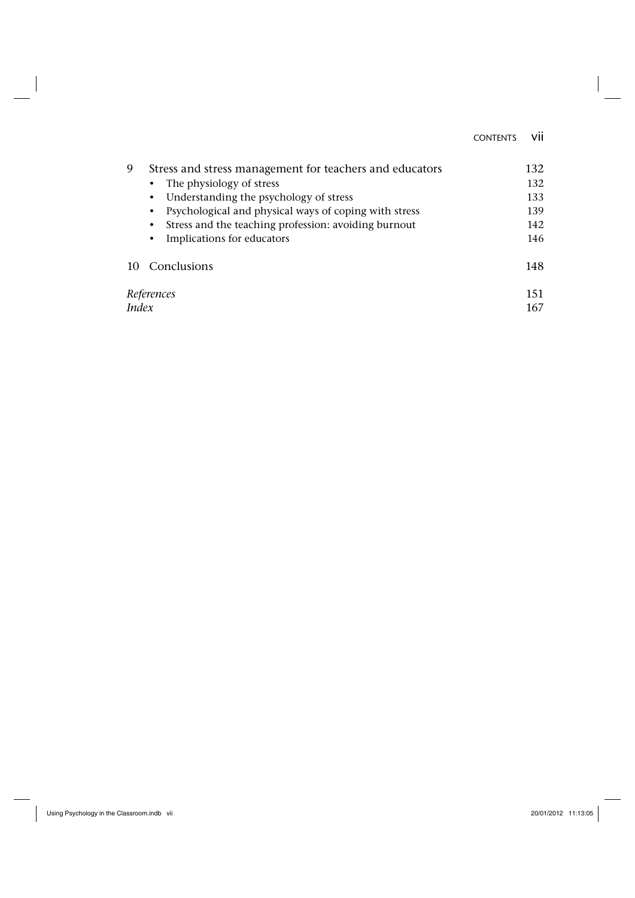| | | |
|---|---|---|
| 9 | Stress and stress management for teachers and educators | 132 |
| | • The physiology of stress | 132 |
| | • Understanding the psychology of stress | 133 |
| | • Psychological and physical ways of coping with stress | 139 |
| | • Stress and the teaching profession: avoiding burnout | 142 |
| | • Implications for educators | 146 |
| 10 | Conclusions | 148 |
| | *References* | 151 |
| | *Index* | 167 |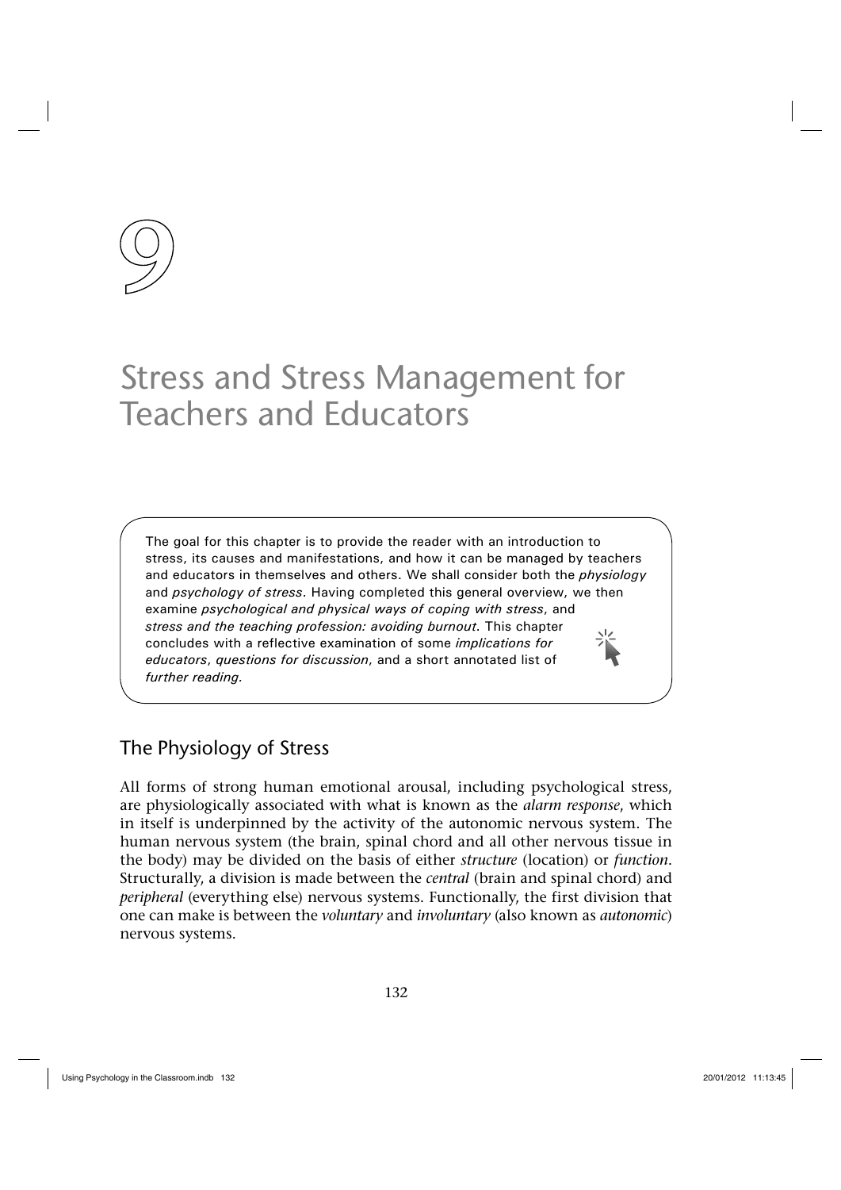# 9

# Stress and Stress Management for Teachers and Educators

> The goal for this chapter is to provide the reader with an introduction to stress, its causes and manifestations, and how it can be managed by teachers and educators in themselves and others. We shall consider both the *physiology* and *psychology of stress*. Having completed this general overview, we then examine *psychological and physical ways of coping with stress*, and *stress and the teaching profession: avoiding burnout*. This chapter concludes with a reflective examination of some *implications for educators*, *questions for discussion*, and a short annotated list of *further reading.*

## The Physiology of Stress

All forms of strong human emotional arousal, including psychological stress, are physiologically associated with what is known as the *alarm response*, which in itself is underpinned by the activity of the autonomic nervous system. The human nervous system (the brain, spinal chord and all other nervous tissue in the body) may be divided on the basis of either *structure* (location) or *function*. Structurally, a division is made between the *central* (brain and spinal chord) and *peripheral* (everything else) nervous systems. Functionally, the first division that one can make is between the *voluntary* and *involuntary* (also known as *autonomic*) nervous systems.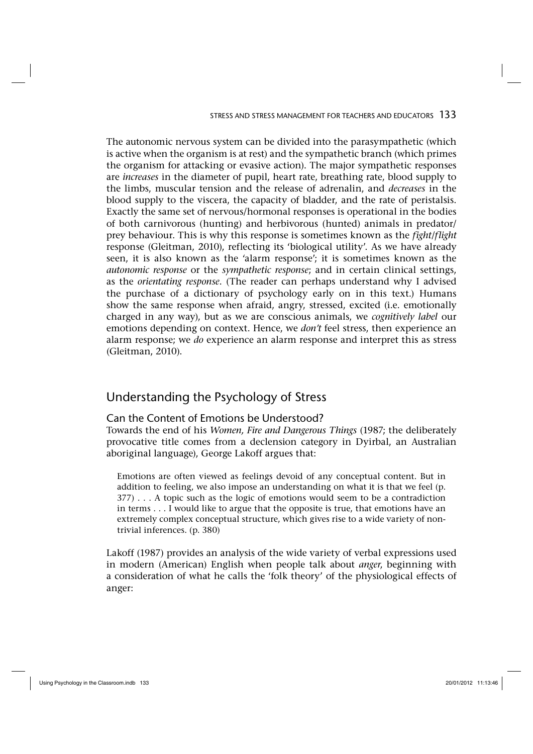The autonomic nervous system can be divided into the parasympathetic (which is active when the organism is at rest) and the sympathetic branch (which primes the organism for attacking or evasive action). The major sympathetic responses are *increases* in the diameter of pupil, heart rate, breathing rate, blood supply to the limbs, muscular tension and the release of adrenalin, and *decreases* in the blood supply to the viscera, the capacity of bladder, and the rate of peristalsis. Exactly the same set of nervous/hormonal responses is operational in the bodies of both carnivorous (hunting) and herbivorous (hunted) animals in predator/prey behaviour. This is why this response is sometimes known as the *fight/flight* response (Gleitman, 2010), reflecting its 'biological utility'. As we have already seen, it is also known as the 'alarm response'; it is sometimes known as the *autonomic response* or the *sympathetic response*; and in certain clinical settings, as the *orientating response*. (The reader can perhaps understand why I advised the purchase of a dictionary of psychology early on in this text.) Humans show the same response when afraid, angry, stressed, excited (i.e. emotionally charged in any way), but as we are conscious animals, we *cognitively label* our emotions depending on context. Hence, we *don't* feel stress, then experience an alarm response; we *do* experience an alarm response and interpret this as stress (Gleitman, 2010).

## Understanding the Psychology of Stress

### Can the Content of Emotions be Understood?

Towards the end of his *Women, Fire and Dangerous Things* (1987; the deliberately provocative title comes from a declension category in Dyirbal, an Australian aboriginal language), George Lakoff argues that:

> Emotions are often viewed as feelings devoid of any conceptual content. But in addition to feeling, we also impose an understanding on what it is that we feel (p. 377) . . . A topic such as the logic of emotions would seem to be a contradiction in terms . . . I would like to argue that the opposite is true, that emotions have an extremely complex conceptual structure, which gives rise to a wide variety of non-trivial inferences. (p. 380)

Lakoff (1987) provides an analysis of the wide variety of verbal expressions used in modern (American) English when people talk about *anger*, beginning with a consideration of what he calls the 'folk theory' of the physiological effects of anger: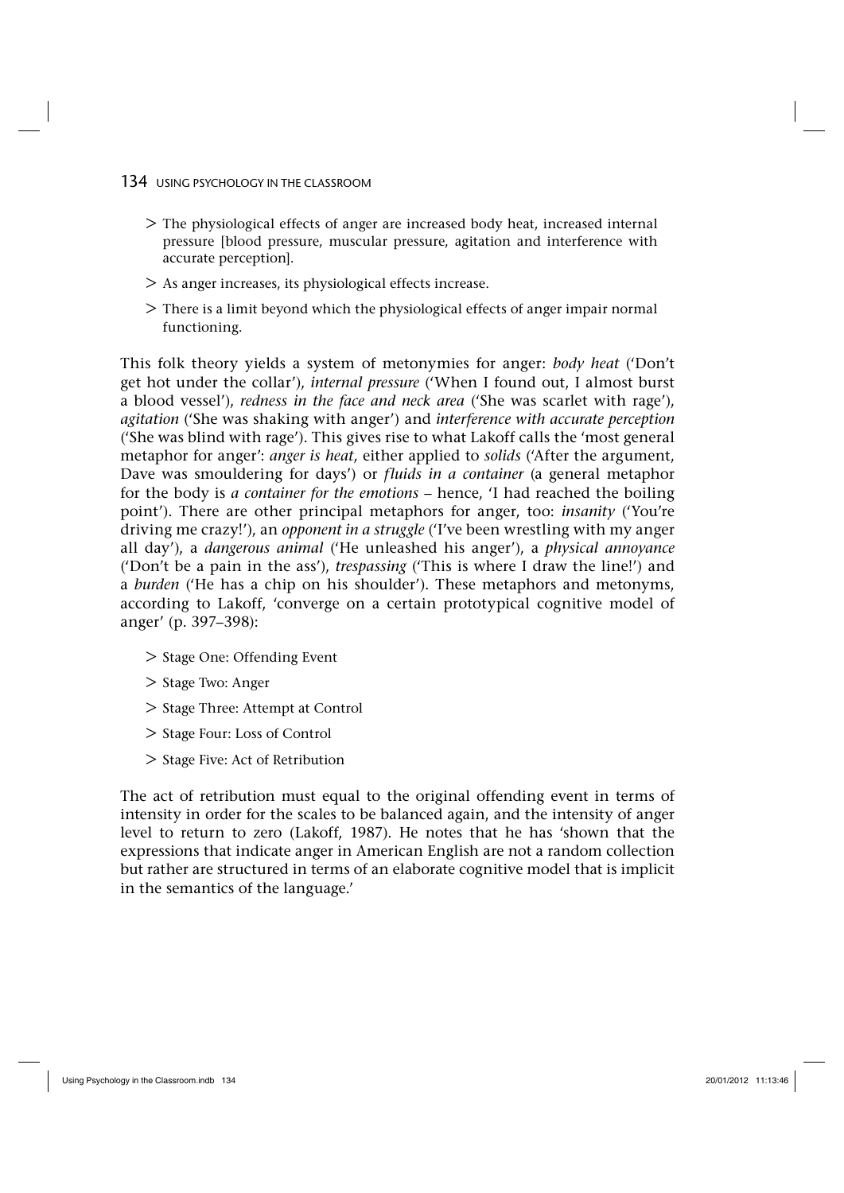- The physiological effects of anger are increased body heat, increased internal pressure [blood pressure, muscular pressure, agitation and interference with accurate perception].
- As anger increases, its physiological effects increase.
- There is a limit beyond which the physiological effects of anger impair normal functioning.

This folk theory yields a system of metonymies for anger: *body heat* ('Don't get hot under the collar'), *internal pressure* ('When I found out, I almost burst a blood vessel'), *redness in the face and neck area* ('She was scarlet with rage'), *agitation* ('She was shaking with anger') and *interference with accurate perception* ('She was blind with rage'). This gives rise to what Lakoff calls the 'most general metaphor for anger': *anger is heat*, either applied to *solids* ('After the argument, Dave was smouldering for days') or *fluids in a container* (a general metaphor for the body is *a container for the emotions* – hence, 'I had reached the boiling point'). There are other principal metaphors for anger, too: *insanity* ('You're driving me crazy!'), an *opponent in a struggle* ('I've been wrestling with my anger all day'), a *dangerous animal* ('He unleashed his anger'), a *physical annoyance* ('Don't be a pain in the ass'), *trespassing* ('This is where I draw the line!') and a *burden* ('He has a chip on his shoulder'). These metaphors and metonyms, according to Lakoff, 'converge on a certain prototypical cognitive model of anger' (p. 397–398):

- Stage One: Offending Event
- Stage Two: Anger
- Stage Three: Attempt at Control
- Stage Four: Loss of Control
- Stage Five: Act of Retribution

The act of retribution must equal to the original offending event in terms of intensity in order for the scales to be balanced again, and the intensity of anger level to return to zero (Lakoff, 1987). He notes that he has 'shown that the expressions that indicate anger in American English are not a random collection but rather are structured in terms of an elaborate cognitive model that is implicit in the semantics of the language.'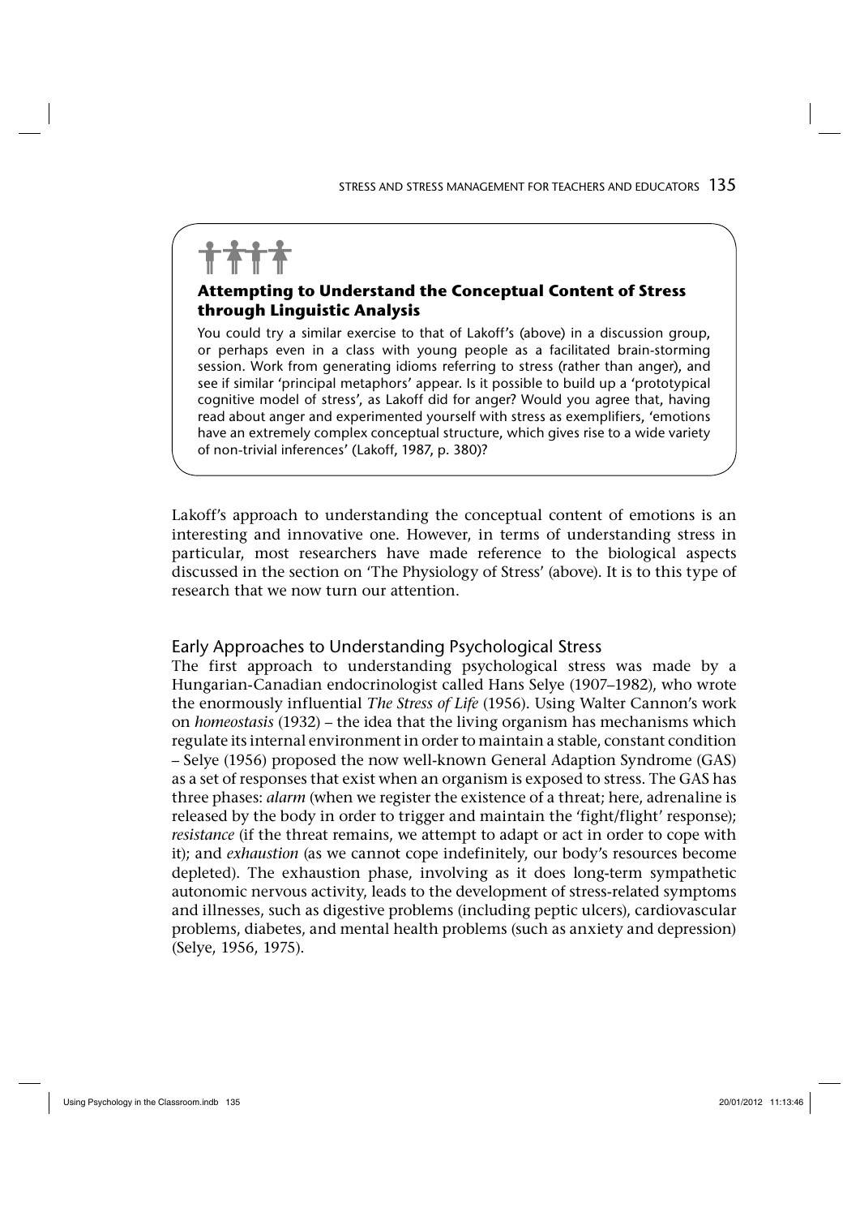### Attempting to Understand the Conceptual Content of Stress through Linguistic Analysis

You could try a similar exercise to that of Lakoff's (above) in a discussion group, or perhaps even in a class with young people as a facilitated brain-storming session. Work from generating idioms referring to stress (rather than anger), and see if similar 'principal metaphors' appear. Is it possible to build up a 'prototypical cognitive model of stress', as Lakoff did for anger? Would you agree that, having read about anger and experimented yourself with stress as exemplifiers, 'emotions have an extremely complex conceptual structure, which gives rise to a wide variety of non-trivial inferences' (Lakoff, 1987, p. 380)?

Lakoff's approach to understanding the conceptual content of emotions is an interesting and innovative one. However, in terms of understanding stress in particular, most researchers have made reference to the biological aspects discussed in the section on 'The Physiology of Stress' (above). It is to this type of research that we now turn our attention.

## Early Approaches to Understanding Psychological Stress

The first approach to understanding psychological stress was made by a Hungarian-Canadian endocrinologist called Hans Selye (1907–1982), who wrote the enormously influential *The Stress of Life* (1956). Using Walter Cannon's work on *homeostasis* (1932) – the idea that the living organism has mechanisms which regulate its internal environment in order to maintain a stable, constant condition – Selye (1956) proposed the now well-known General Adaption Syndrome (GAS) as a set of responses that exist when an organism is exposed to stress. The GAS has three phases: *alarm* (when we register the existence of a threat; here, adrenaline is released by the body in order to trigger and maintain the 'fight/flight' response); *resistance* (if the threat remains, we attempt to adapt or act in order to cope with it); and *exhaustion* (as we cannot cope indefinitely, our body's resources become depleted). The exhaustion phase, involving as it does long-term sympathetic autonomic nervous activity, leads to the development of stress-related symptoms and illnesses, such as digestive problems (including peptic ulcers), cardiovascular problems, diabetes, and mental health problems (such as anxiety and depression) (Selye, 1956, 1975).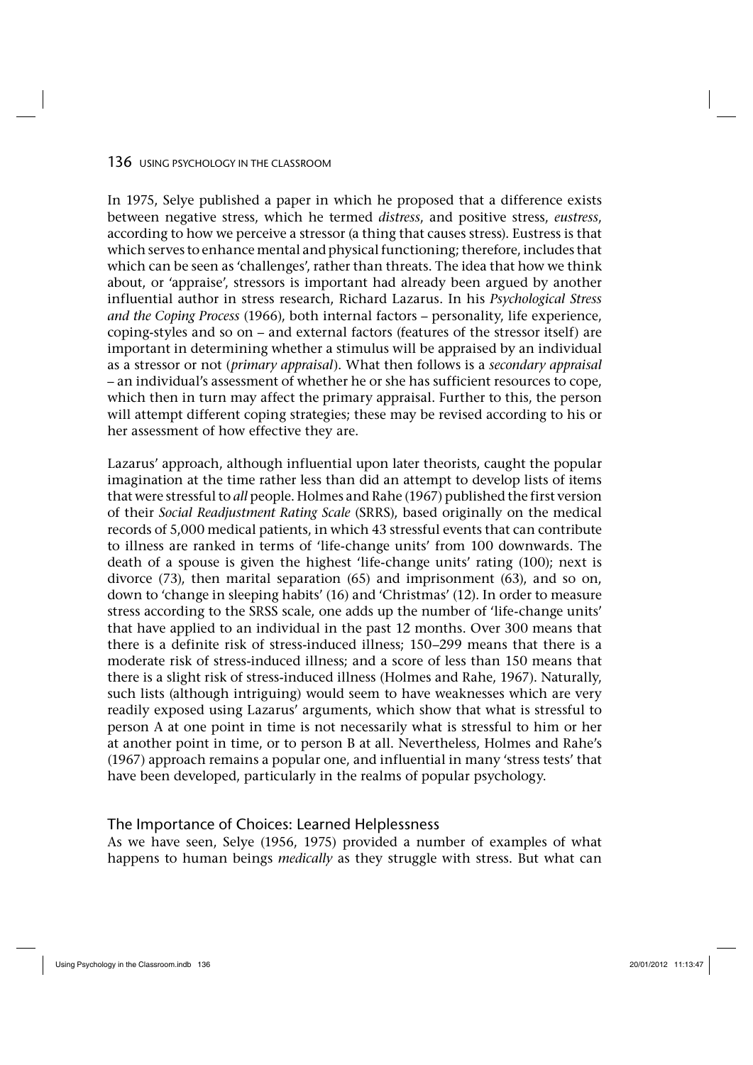In 1975, Selye published a paper in which he proposed that a difference exists between negative stress, which he termed *distress*, and positive stress, *eustress*, according to how we perceive a stressor (a thing that causes stress). Eustress is that which serves to enhance mental and physical functioning; therefore, includes that which can be seen as 'challenges', rather than threats. The idea that how we think about, or 'appraise', stressors is important had already been argued by another influential author in stress research, Richard Lazarus. In his *Psychological Stress and the Coping Process* (1966), both internal factors – personality, life experience, coping-styles and so on – and external factors (features of the stressor itself) are important in determining whether a stimulus will be appraised by an individual as a stressor or not (*primary appraisal*). What then follows is a *secondary appraisal* – an individual's assessment of whether he or she has sufficient resources to cope, which then in turn may affect the primary appraisal. Further to this, the person will attempt different coping strategies; these may be revised according to his or her assessment of how effective they are.

Lazarus' approach, although influential upon later theorists, caught the popular imagination at the time rather less than did an attempt to develop lists of items that were stressful to *all* people. Holmes and Rahe (1967) published the first version of their *Social Readjustment Rating Scale* (SRRS), based originally on the medical records of 5,000 medical patients, in which 43 stressful events that can contribute to illness are ranked in terms of 'life-change units' from 100 downwards. The death of a spouse is given the highest 'life-change units' rating (100); next is divorce (73), then marital separation (65) and imprisonment (63), and so on, down to 'change in sleeping habits' (16) and 'Christmas' (12). In order to measure stress according to the SRSS scale, one adds up the number of 'life-change units' that have applied to an individual in the past 12 months. Over 300 means that there is a definite risk of stress-induced illness; 150–299 means that there is a moderate risk of stress-induced illness; and a score of less than 150 means that there is a slight risk of stress-induced illness (Holmes and Rahe, 1967). Naturally, such lists (although intriguing) would seem to have weaknesses which are very readily exposed using Lazarus' arguments, which show that what is stressful to person A at one point in time is not necessarily what is stressful to him or her at another point in time, or to person B at all. Nevertheless, Holmes and Rahe's (1967) approach remains a popular one, and influential in many 'stress tests' that have been developed, particularly in the realms of popular psychology.

### The Importance of Choices: Learned Helplessness

As we have seen, Selye (1956, 1975) provided a number of examples of what happens to human beings *medically* as they struggle with stress. But what can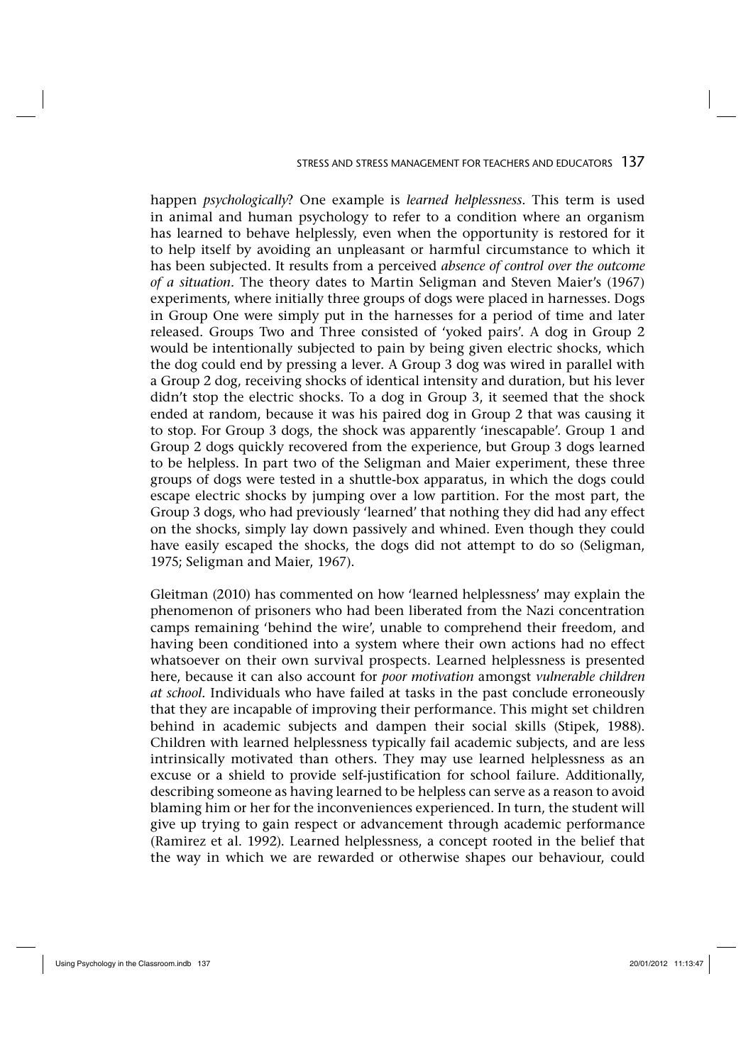happen *psychologically*? One example is *learned helplessness*. This term is used in animal and human psychology to refer to a condition where an organism has learned to behave helplessly, even when the opportunity is restored for it to help itself by avoiding an unpleasant or harmful circumstance to which it has been subjected. It results from a perceived *absence of control over the outcome of a situation*. The theory dates to Martin Seligman and Steven Maier's (1967) experiments, where initially three groups of dogs were placed in harnesses. Dogs in Group One were simply put in the harnesses for a period of time and later released. Groups Two and Three consisted of 'yoked pairs'. A dog in Group 2 would be intentionally subjected to pain by being given electric shocks, which the dog could end by pressing a lever. A Group 3 dog was wired in parallel with a Group 2 dog, receiving shocks of identical intensity and duration, but his lever didn't stop the electric shocks. To a dog in Group 3, it seemed that the shock ended at random, because it was his paired dog in Group 2 that was causing it to stop. For Group 3 dogs, the shock was apparently 'inescapable'. Group 1 and Group 2 dogs quickly recovered from the experience, but Group 3 dogs learned to be helpless. In part two of the Seligman and Maier experiment, these three groups of dogs were tested in a shuttle-box apparatus, in which the dogs could escape electric shocks by jumping over a low partition. For the most part, the Group 3 dogs, who had previously 'learned' that nothing they did had any effect on the shocks, simply lay down passively and whined. Even though they could have easily escaped the shocks, the dogs did not attempt to do so (Seligman, 1975; Seligman and Maier, 1967).

Gleitman (2010) has commented on how 'learned helplessness' may explain the phenomenon of prisoners who had been liberated from the Nazi concentration camps remaining 'behind the wire', unable to comprehend their freedom, and having been conditioned into a system where their own actions had no effect whatsoever on their own survival prospects. Learned helplessness is presented here, because it can also account for *poor motivation* amongst *vulnerable children at school*. Individuals who have failed at tasks in the past conclude erroneously that they are incapable of improving their performance. This might set children behind in academic subjects and dampen their social skills (Stipek, 1988). Children with learned helplessness typically fail academic subjects, and are less intrinsically motivated than others. They may use learned helplessness as an excuse or a shield to provide self-justification for school failure. Additionally, describing someone as having learned to be helpless can serve as a reason to avoid blaming him or her for the inconveniences experienced. In turn, the student will give up trying to gain respect or advancement through academic performance (Ramirez et al. 1992). Learned helplessness, a concept rooted in the belief that the way in which we are rewarded or otherwise shapes our behaviour, could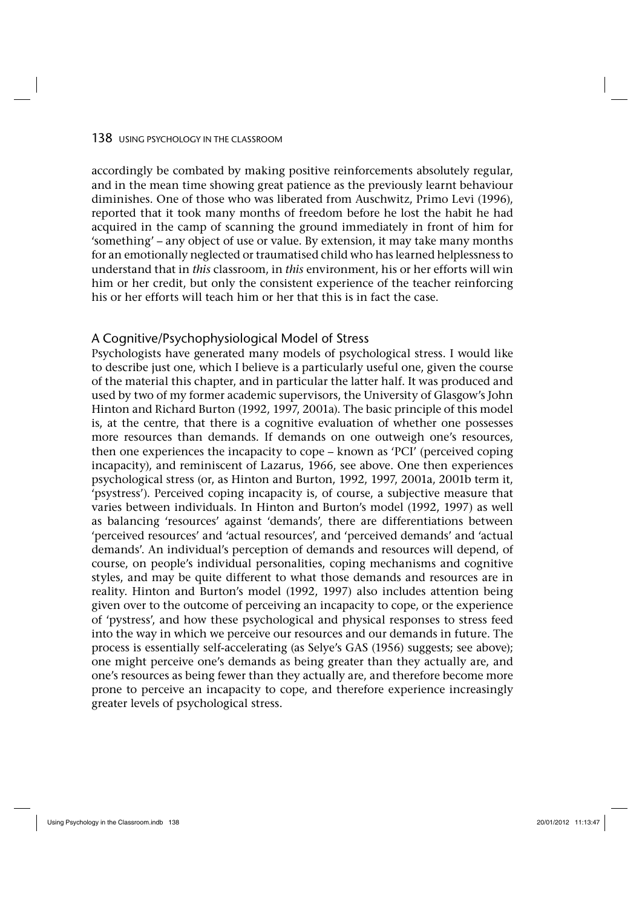accordingly be combated by making positive reinforcements absolutely regular, and in the mean time showing great patience as the previously learnt behaviour diminishes. One of those who was liberated from Auschwitz, Primo Levi (1996), reported that it took many months of freedom before he lost the habit he had acquired in the camp of scanning the ground immediately in front of him for 'something' – any object of use or value. By extension, it may take many months for an emotionally neglected or traumatised child who has learned helplessness to understand that in *this* classroom, in *this* environment, his or her efforts will win him or her credit, but only the consistent experience of the teacher reinforcing his or her efforts will teach him or her that this is in fact the case.

## A Cognitive/Psychophysiological Model of Stress

Psychologists have generated many models of psychological stress. I would like to describe just one, which I believe is a particularly useful one, given the course of the material this chapter, and in particular the latter half. It was produced and used by two of my former academic supervisors, the University of Glasgow's John Hinton and Richard Burton (1992, 1997, 2001a). The basic principle of this model is, at the centre, that there is a cognitive evaluation of whether one possesses more resources than demands. If demands on one outweigh one's resources, then one experiences the incapacity to cope – known as 'PCI' (perceived coping incapacity), and reminiscent of Lazarus, 1966, see above. One then experiences psychological stress (or, as Hinton and Burton, 1992, 1997, 2001a, 2001b term it, 'psystress'). Perceived coping incapacity is, of course, a subjective measure that varies between individuals. In Hinton and Burton's model (1992, 1997) as well as balancing 'resources' against 'demands', there are differentiations between 'perceived resources' and 'actual resources', and 'perceived demands' and 'actual demands'. An individual's perception of demands and resources will depend, of course, on people's individual personalities, coping mechanisms and cognitive styles, and may be quite different to what those demands and resources are in reality. Hinton and Burton's model (1992, 1997) also includes attention being given over to the outcome of perceiving an incapacity to cope, or the experience of 'pystress', and how these psychological and physical responses to stress feed into the way in which we perceive our resources and our demands in future. The process is essentially self-accelerating (as Selye's GAS (1956) suggests; see above); one might perceive one's demands as being greater than they actually are, and one's resources as being fewer than they actually are, and therefore become more prone to perceive an incapacity to cope, and therefore experience increasingly greater levels of psychological stress.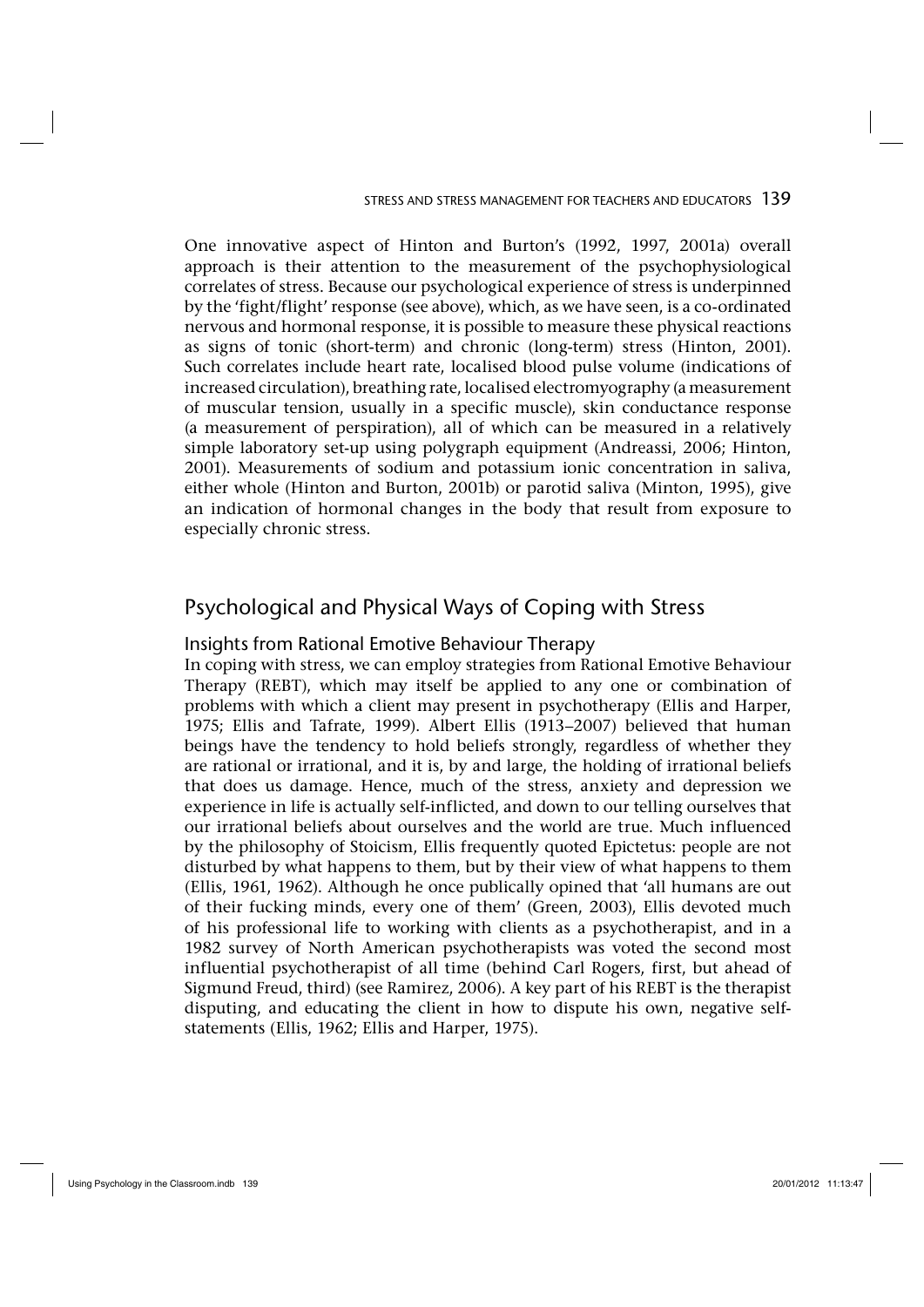One innovative aspect of Hinton and Burton's (1992, 1997, 2001a) overall approach is their attention to the measurement of the psychophysiological correlates of stress. Because our psychological experience of stress is underpinned by the 'fight/flight' response (see above), which, as we have seen, is a co-ordinated nervous and hormonal response, it is possible to measure these physical reactions as signs of tonic (short-term) and chronic (long-term) stress (Hinton, 2001). Such correlates include heart rate, localised blood pulse volume (indications of increased circulation), breathing rate, localised electromyography (a measurement of muscular tension, usually in a specific muscle), skin conductance response (a measurement of perspiration), all of which can be measured in a relatively simple laboratory set-up using polygraph equipment (Andreassi, 2006; Hinton, 2001). Measurements of sodium and potassium ionic concentration in saliva, either whole (Hinton and Burton, 2001b) or parotid saliva (Minton, 1995), give an indication of hormonal changes in the body that result from exposure to especially chronic stress.

## Psychological and Physical Ways of Coping with Stress

### Insights from Rational Emotive Behaviour Therapy

In coping with stress, we can employ strategies from Rational Emotive Behaviour Therapy (REBT), which may itself be applied to any one or combination of problems with which a client may present in psychotherapy (Ellis and Harper, 1975; Ellis and Tafrate, 1999). Albert Ellis (1913–2007) believed that human beings have the tendency to hold beliefs strongly, regardless of whether they are rational or irrational, and it is, by and large, the holding of irrational beliefs that does us damage. Hence, much of the stress, anxiety and depression we experience in life is actually self-inflicted, and down to our telling ourselves that our irrational beliefs about ourselves and the world are true. Much influenced by the philosophy of Stoicism, Ellis frequently quoted Epictetus: people are not disturbed by what happens to them, but by their view of what happens to them (Ellis, 1961, 1962). Although he once publically opined that 'all humans are out of their fucking minds, every one of them' (Green, 2003), Ellis devoted much of his professional life to working with clients as a psychotherapist, and in a 1982 survey of North American psychotherapists was voted the second most influential psychotherapist of all time (behind Carl Rogers, first, but ahead of Sigmund Freud, third) (see Ramirez, 2006). A key part of his REBT is the therapist disputing, and educating the client in how to dispute his own, negative self-statements (Ellis, 1962; Ellis and Harper, 1975).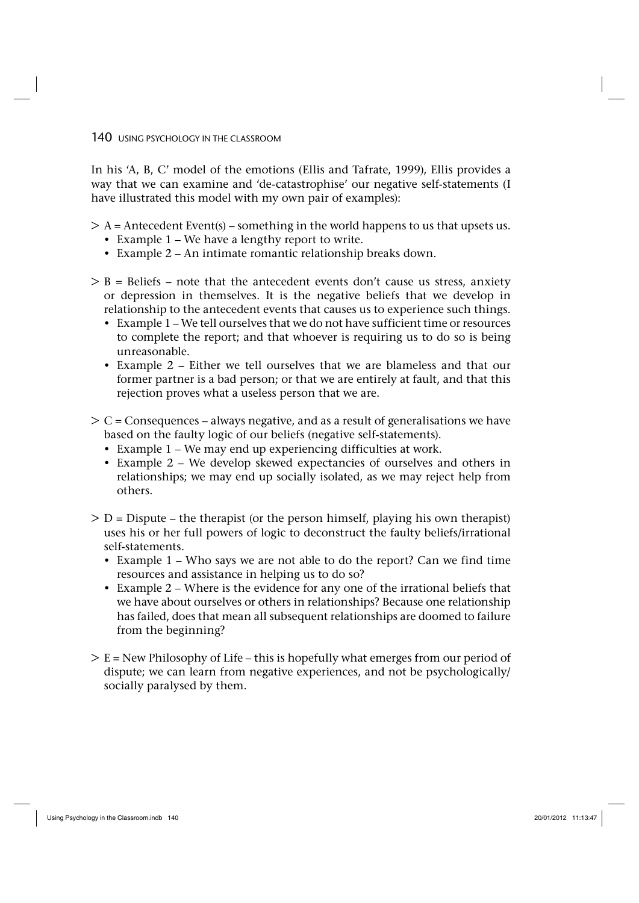In his 'A, B, C' model of the emotions (Ellis and Tafrate, 1999), Ellis provides a way that we can examine and 'de-catastrophise' our negative self-statements (I have illustrated this model with my own pair of examples):

- A = Antecedent Event(s) – something in the world happens to us that upsets us.
  - Example 1 – We have a lengthy report to write.
  - Example 2 – An intimate romantic relationship breaks down.
- B = Beliefs – note that the antecedent events don't cause us stress, anxiety or depression in themselves. It is the negative beliefs that we develop in relationship to the antecedent events that causes us to experience such things.
  - Example 1 – We tell ourselves that we do not have sufficient time or resources to complete the report; and that whoever is requiring us to do so is being unreasonable.
  - Example 2 – Either we tell ourselves that we are blameless and that our former partner is a bad person; or that we are entirely at fault, and that this rejection proves what a useless person that we are.
- C = Consequences – always negative, and as a result of generalisations we have based on the faulty logic of our beliefs (negative self-statements).
  - Example 1 – We may end up experiencing difficulties at work.
  - Example 2 – We develop skewed expectancies of ourselves and others in relationships; we may end up socially isolated, as we may reject help from others.
- D = Dispute – the therapist (or the person himself, playing his own therapist) uses his or her full powers of logic to deconstruct the faulty beliefs/irrational self-statements.
  - Example 1 – Who says we are not able to do the report? Can we find time resources and assistance in helping us to do so?
  - Example 2 – Where is the evidence for any one of the irrational beliefs that we have about ourselves or others in relationships? Because one relationship has failed, does that mean all subsequent relationships are doomed to failure from the beginning?
- E = New Philosophy of Life – this is hopefully what emerges from our period of dispute; we can learn from negative experiences, and not be psychologically/socially paralysed by them.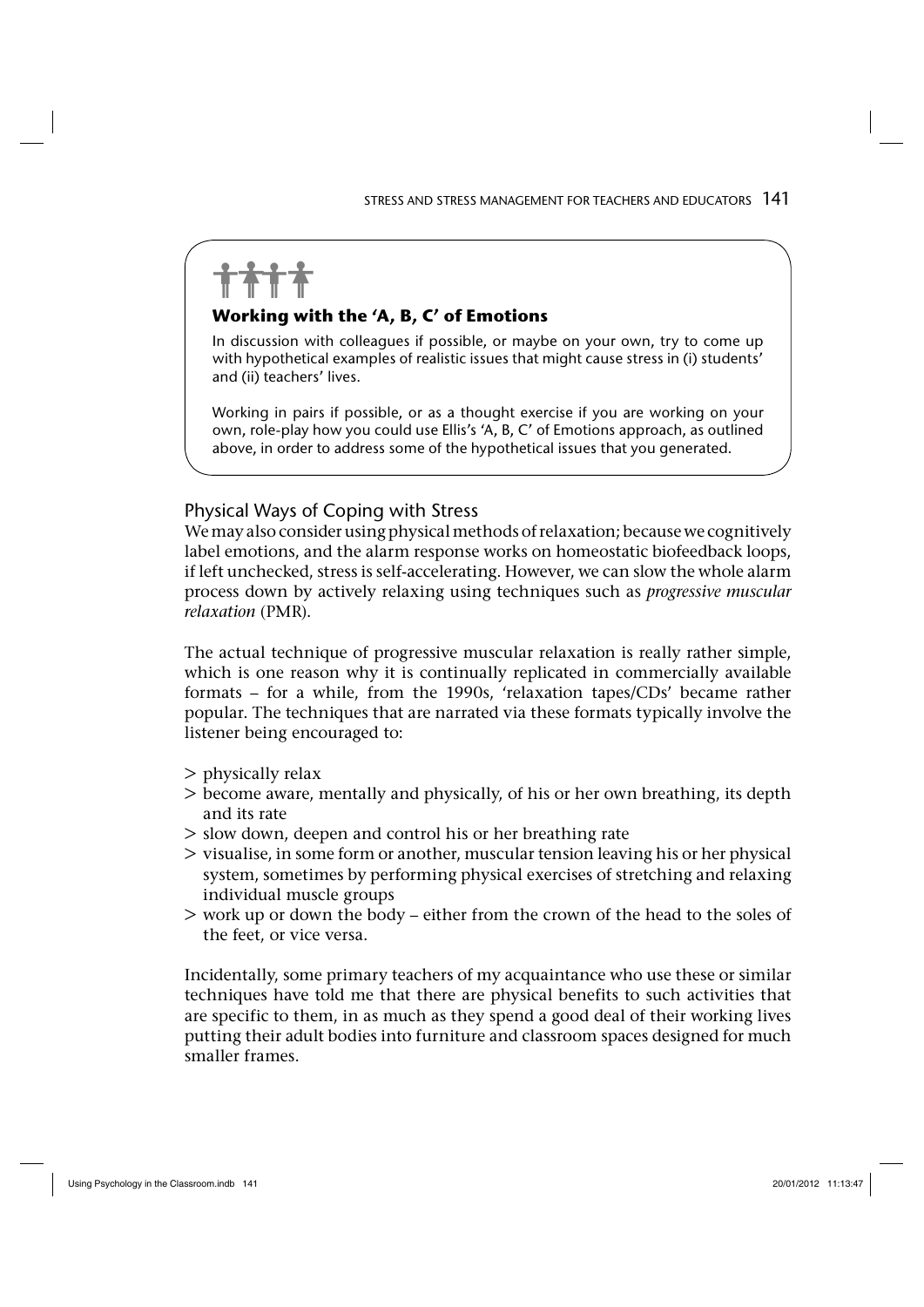### Working with the 'A, B, C' of Emotions

In discussion with colleagues if possible, or maybe on your own, try to come up with hypothetical examples of realistic issues that might cause stress in (i) students' and (ii) teachers' lives.

Working in pairs if possible, or as a thought exercise if you are working on your own, role-play how you could use Ellis's 'A, B, C' of Emotions approach, as outlined above, in order to address some of the hypothetical issues that you generated.

## Physical Ways of Coping with Stress

We may also consider using physical methods of relaxation; because we cognitively label emotions, and the alarm response works on homeostatic biofeedback loops, if left unchecked, stress is self-accelerating. However, we can slow the whole alarm process down by actively relaxing using techniques such as *progressive muscular relaxation* (PMR).

The actual technique of progressive muscular relaxation is really rather simple, which is one reason why it is continually replicated in commercially available formats – for a while, from the 1990s, 'relaxation tapes/CDs' became rather popular. The techniques that are narrated via these formats typically involve the listener being encouraged to:

- physically relax
- become aware, mentally and physically, of his or her own breathing, its depth and its rate
- slow down, deepen and control his or her breathing rate
- visualise, in some form or another, muscular tension leaving his or her physical system, sometimes by performing physical exercises of stretching and relaxing individual muscle groups
- work up or down the body – either from the crown of the head to the soles of the feet, or vice versa.

Incidentally, some primary teachers of my acquaintance who use these or similar techniques have told me that there are physical benefits to such activities that are specific to them, in as much as they spend a good deal of their working lives putting their adult bodies into furniture and classroom spaces designed for much smaller frames.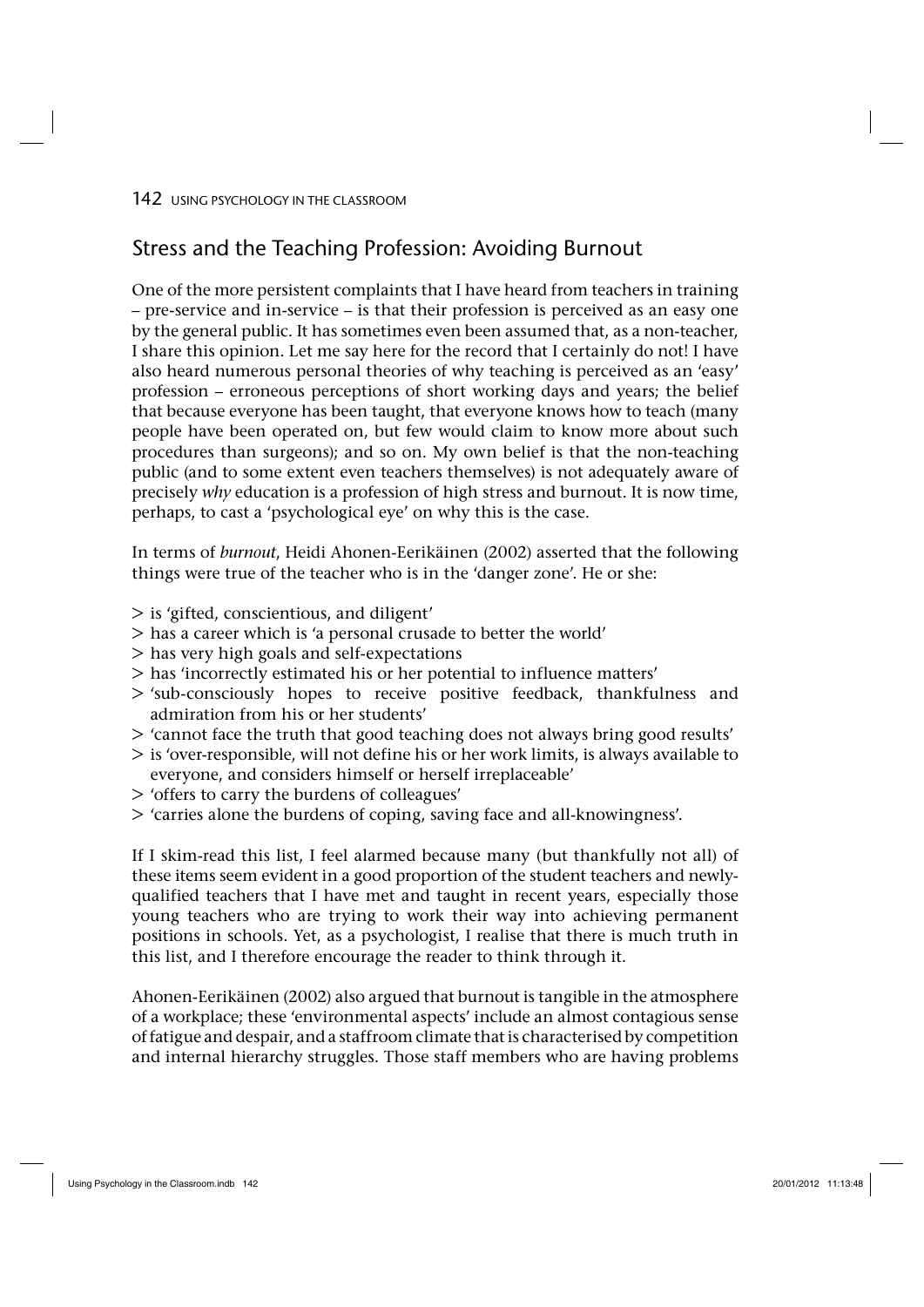## Stress and the Teaching Profession: Avoiding Burnout

One of the more persistent complaints that I have heard from teachers in training – pre-service and in-service – is that their profession is perceived as an easy one by the general public. It has sometimes even been assumed that, as a non-teacher, I share this opinion. Let me say here for the record that I certainly do not! I have also heard numerous personal theories of why teaching is perceived as an 'easy' profession – erroneous perceptions of short working days and years; the belief that because everyone has been taught, that everyone knows how to teach (many people have been operated on, but few would claim to know more about such procedures than surgeons); and so on. My own belief is that the non-teaching public (and to some extent even teachers themselves) is not adequately aware of precisely *why* education is a profession of high stress and burnout. It is now time, perhaps, to cast a 'psychological eye' on why this is the case.

In terms of *burnout*, Heidi Ahonen-Eerikäinen (2002) asserted that the following things were true of the teacher who is in the 'danger zone'. He or she:

- is 'gifted, conscientious, and diligent'
- has a career which is 'a personal crusade to better the world'
- has very high goals and self-expectations
- has 'incorrectly estimated his or her potential to influence matters'
- 'sub-consciously hopes to receive positive feedback, thankfulness and admiration from his or her students'
- 'cannot face the truth that good teaching does not always bring good results'
- is 'over-responsible, will not define his or her work limits, is always available to everyone, and considers himself or herself irreplaceable'
- 'offers to carry the burdens of colleagues'
- 'carries alone the burdens of coping, saving face and all-knowingness'.

If I skim-read this list, I feel alarmed because many (but thankfully not all) of these items seem evident in a good proportion of the student teachers and newly-qualified teachers that I have met and taught in recent years, especially those young teachers who are trying to work their way into achieving permanent positions in schools. Yet, as a psychologist, I realise that there is much truth in this list, and I therefore encourage the reader to think through it.

Ahonen-Eerikäinen (2002) also argued that burnout is tangible in the atmosphere of a workplace; these 'environmental aspects' include an almost contagious sense of fatigue and despair, and a staffroom climate that is characterised by competition and internal hierarchy struggles. Those staff members who are having problems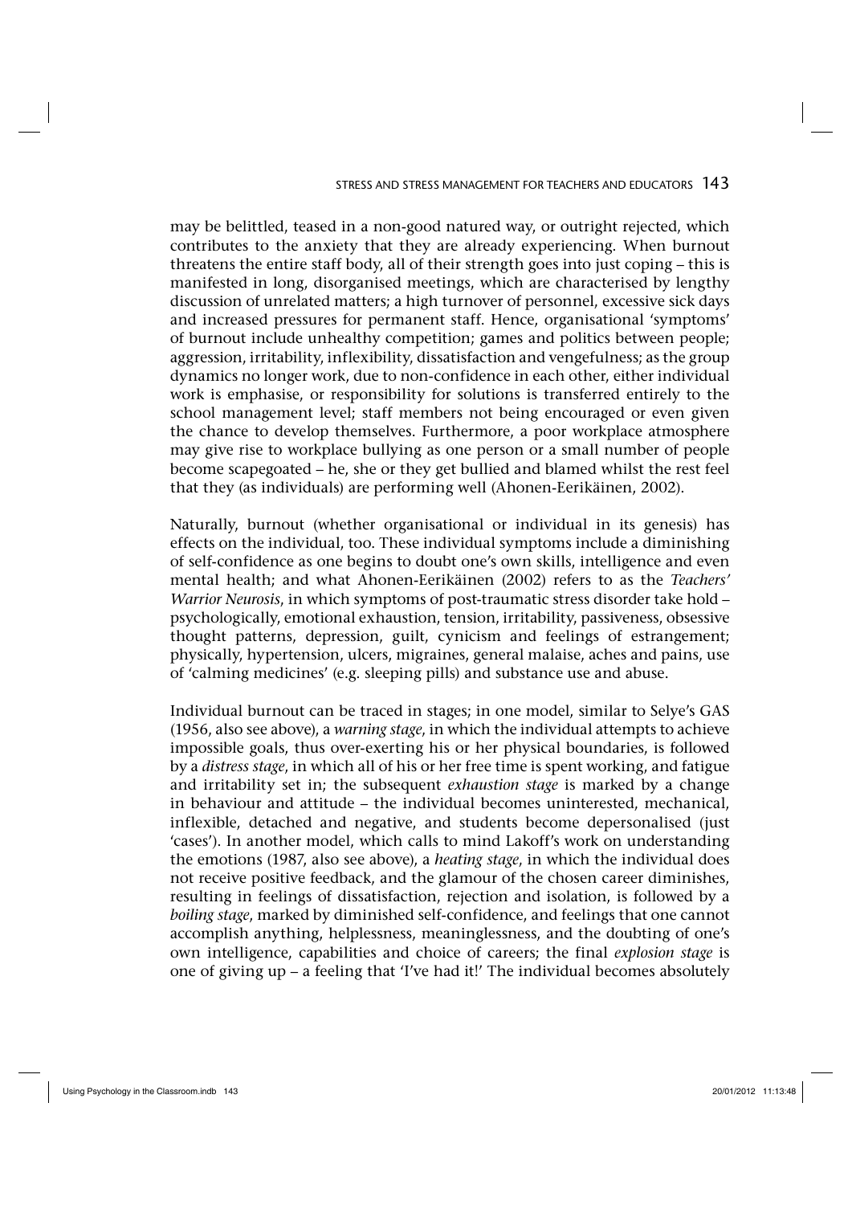may be belittled, teased in a non-good natured way, or outright rejected, which contributes to the anxiety that they are already experiencing. When burnout threatens the entire staff body, all of their strength goes into just coping – this is manifested in long, disorganised meetings, which are characterised by lengthy discussion of unrelated matters; a high turnover of personnel, excessive sick days and increased pressures for permanent staff. Hence, organisational 'symptoms' of burnout include unhealthy competition; games and politics between people; aggression, irritability, inflexibility, dissatisfaction and vengefulness; as the group dynamics no longer work, due to non-confidence in each other, either individual work is emphasise, or responsibility for solutions is transferred entirely to the school management level; staff members not being encouraged or even given the chance to develop themselves. Furthermore, a poor workplace atmosphere may give rise to workplace bullying as one person or a small number of people become scapegoated – he, she or they get bullied and blamed whilst the rest feel that they (as individuals) are performing well (Ahonen-Eerikäinen, 2002).

Naturally, burnout (whether organisational or individual in its genesis) has effects on the individual, too. These individual symptoms include a diminishing of self-confidence as one begins to doubt one's own skills, intelligence and even mental health; and what Ahonen-Eerikäinen (2002) refers to as the *Teachers' Warrior Neurosis*, in which symptoms of post-traumatic stress disorder take hold – psychologically, emotional exhaustion, tension, irritability, passiveness, obsessive thought patterns, depression, guilt, cynicism and feelings of estrangement; physically, hypertension, ulcers, migraines, general malaise, aches and pains, use of 'calming medicines' (e.g. sleeping pills) and substance use and abuse.

Individual burnout can be traced in stages; in one model, similar to Selye's GAS (1956, also see above), a *warning stage*, in which the individual attempts to achieve impossible goals, thus over-exerting his or her physical boundaries, is followed by a *distress stage*, in which all of his or her free time is spent working, and fatigue and irritability set in; the subsequent *exhaustion stage* is marked by a change in behaviour and attitude – the individual becomes uninterested, mechanical, inflexible, detached and negative, and students become depersonalised (just 'cases'). In another model, which calls to mind Lakoff's work on understanding the emotions (1987, also see above), a *heating stage*, in which the individual does not receive positive feedback, and the glamour of the chosen career diminishes, resulting in feelings of dissatisfaction, rejection and isolation, is followed by a *boiling stage*, marked by diminished self-confidence, and feelings that one cannot accomplish anything, helplessness, meaninglessness, and the doubting of one's own intelligence, capabilities and choice of careers; the final *explosion stage* is one of giving up – a feeling that 'I've had it!' The individual becomes absolutely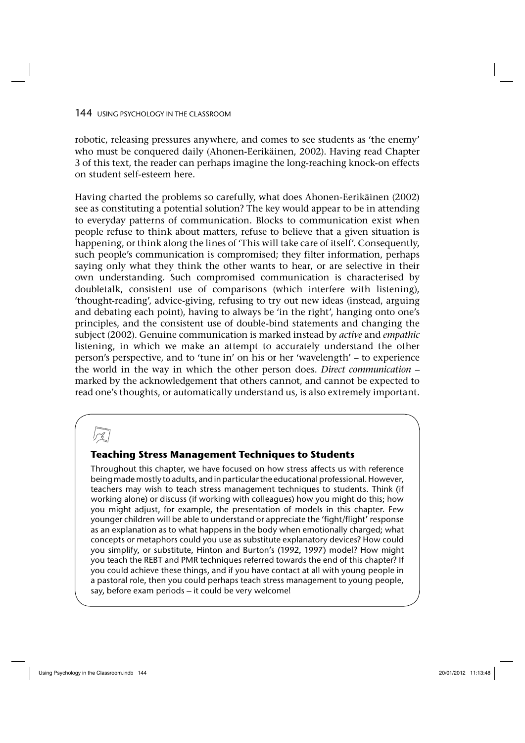robotic, releasing pressures anywhere, and comes to see students as 'the enemy' who must be conquered daily (Ahonen-Eerikäinen, 2002). Having read Chapter 3 of this text, the reader can perhaps imagine the long-reaching knock-on effects on student self-esteem here.

Having charted the problems so carefully, what does Ahonen-Eerikäinen (2002) see as constituting a potential solution? The key would appear to be in attending to everyday patterns of communication. Blocks to communication exist when people refuse to think about matters, refuse to believe that a given situation is happening, or think along the lines of 'This will take care of itself'. Consequently, such people's communication is compromised; they filter information, perhaps saying only what they think the other wants to hear, or are selective in their own understanding. Such compromised communication is characterised by doubletalk, consistent use of comparisons (which interfere with listening), 'thought-reading', advice-giving, refusing to try out new ideas (instead, arguing and debating each point), having to always be 'in the right', hanging onto one's principles, and the consistent use of double-bind statements and changing the subject (2002). Genuine communication is marked instead by *active* and *empathic* listening, in which we make an attempt to accurately understand the other person's perspective, and to 'tune in' on his or her 'wavelength' – to experience the world in the way in which the other person does. *Direct communication* – marked by the acknowledgement that others cannot, and cannot be expected to read one's thoughts, or automatically understand us, is also extremely important.

### Teaching Stress Management Techniques to Students

Throughout this chapter, we have focused on how stress affects us with reference being made mostly to adults, and in particular the educational professional. However, teachers may wish to teach stress management techniques to students. Think (if working alone) or discuss (if working with colleagues) how you might do this; how you might adjust, for example, the presentation of models in this chapter. Few younger children will be able to understand or appreciate the 'fight/flight' response as an explanation as to what happens in the body when emotionally charged; what concepts or metaphors could you use as substitute explanatory devices? How could you simplify, or substitute, Hinton and Burton's (1992, 1997) model? How might you teach the REBT and PMR techniques referred towards the end of this chapter? If you could achieve these things, and if you have contact at all with young people in a pastoral role, then you could perhaps teach stress management to young people, say, before exam periods – it could be very welcome!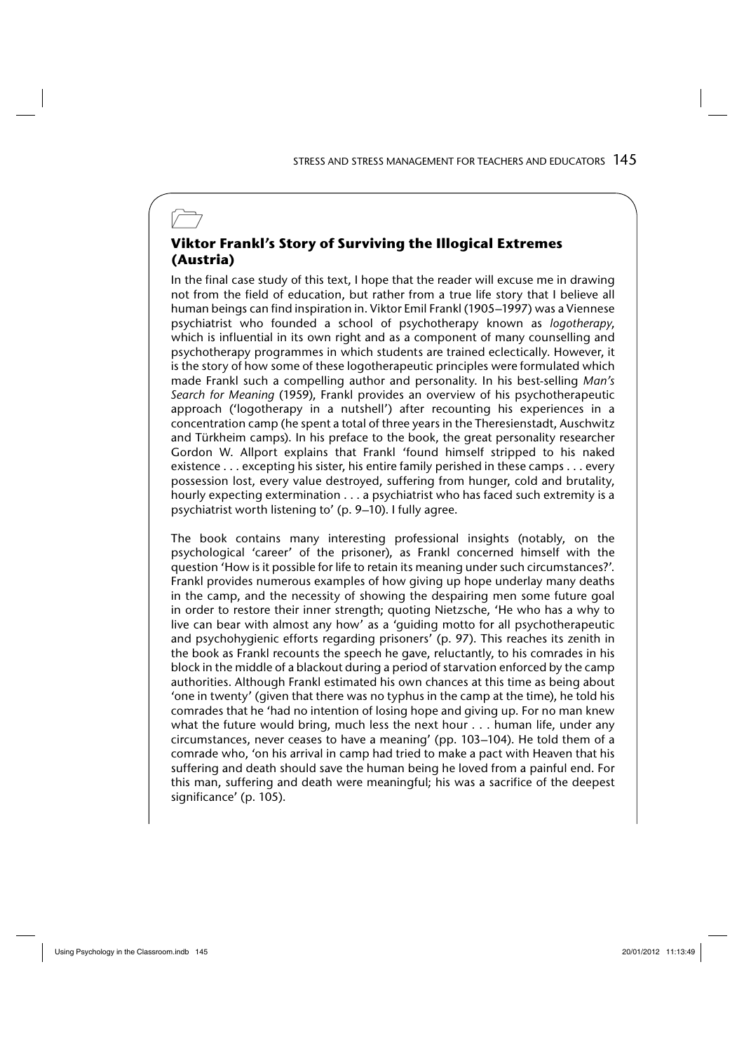### Viktor Frankl's Story of Surviving the Illogical Extremes (Austria)

In the final case study of this text, I hope that the reader will excuse me in drawing not from the field of education, but rather from a true life story that I believe all human beings can find inspiration in. Viktor Emil Frankl (1905–1997) was a Viennese psychiatrist who founded a school of psychotherapy known as *logotherapy*, which is influential in its own right and as a component of many counselling and psychotherapy programmes in which students are trained eclectically. However, it is the story of how some of these logotherapeutic principles were formulated which made Frankl such a compelling author and personality. In his best-selling *Man's Search for Meaning* (1959), Frankl provides an overview of his psychotherapeutic approach ('logotherapy in a nutshell') after recounting his experiences in a concentration camp (he spent a total of three years in the Theresienstadt, Auschwitz and Türkheim camps). In his preface to the book, the great personality researcher Gordon W. Allport explains that Frankl 'found himself stripped to his naked existence . . . excepting his sister, his entire family perished in these camps . . . every possession lost, every value destroyed, suffering from hunger, cold and brutality, hourly expecting extermination . . . a psychiatrist who has faced such extremity is a psychiatrist worth listening to' (p. 9–10). I fully agree.

The book contains many interesting professional insights (notably, on the psychological 'career' of the prisoner), as Frankl concerned himself with the question 'How is it possible for life to retain its meaning under such circumstances?'. Frankl provides numerous examples of how giving up hope underlay many deaths in the camp, and the necessity of showing the despairing men some future goal in order to restore their inner strength; quoting Nietzsche, 'He who has a why to live can bear with almost any how' as a 'guiding motto for all psychotherapeutic and psychohygienic efforts regarding prisoners' (p. 97). This reaches its zenith in the book as Frankl recounts the speech he gave, reluctantly, to his comrades in his block in the middle of a blackout during a period of starvation enforced by the camp authorities. Although Frankl estimated his own chances at this time as being about 'one in twenty' (given that there was no typhus in the camp at the time), he told his comrades that he 'had no intention of losing hope and giving up. For no man knew what the future would bring, much less the next hour . . . human life, under any circumstances, never ceases to have a meaning' (pp. 103–104). He told them of a comrade who, 'on his arrival in camp had tried to make a pact with Heaven that his suffering and death should save the human being he loved from a painful end. For this man, suffering and death were meaningful; his was a sacrifice of the deepest significance' (p. 105).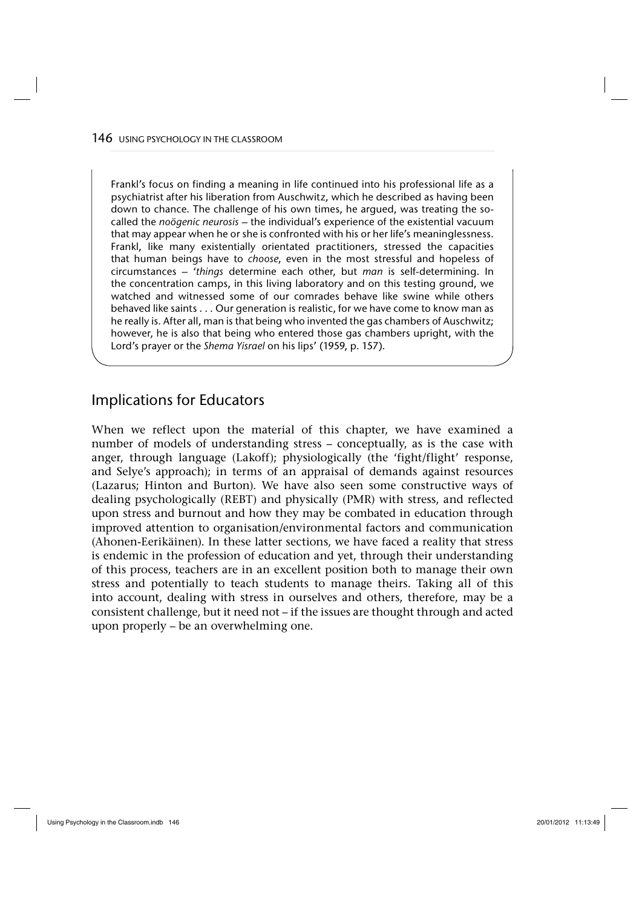Frankl's focus on finding a meaning in life continued into his professional life as a psychiatrist after his liberation from Auschwitz, which he described as having been down to chance. The challenge of his own times, he argued, was treating the so-called the *noögenic neurosis* – the individual's experience of the existential vacuum that may appear when he or she is confronted with his or her life's meaninglessness. Frankl, like many existentially orientated practitioners, stressed the capacities that human beings have to *choose*, even in the most stressful and hopeless of circumstances – '*things* determine each other, but *man* is self-determining. In the concentration camps, in this living laboratory and on this testing ground, we watched and witnessed some of our comrades behave like swine while others behaved like saints . . . Our generation is realistic, for we have come to know man as he really is. After all, man is that being who invented the gas chambers of Auschwitz; however, he is also that being who entered those gas chambers upright, with the Lord's prayer or the *Shema Yisrael* on his lips' (1959, p. 157).

## Implications for Educators

When we reflect upon the material of this chapter, we have examined a number of models of understanding stress – conceptually, as is the case with anger, through language (Lakoff); physiologically (the 'fight/flight' response, and Selye's approach); in terms of an appraisal of demands against resources (Lazarus; Hinton and Burton). We have also seen some constructive ways of dealing psychologically (REBT) and physically (PMR) with stress, and reflected upon stress and burnout and how they may be combated in education through improved attention to organisation/environmental factors and communication (Ahonen-Eerikäinen). In these latter sections, we have faced a reality that stress is endemic in the profession of education and yet, through their understanding of this process, teachers are in an excellent position both to manage their own stress and potentially to teach students to manage theirs. Taking all of this into account, dealing with stress in ourselves and others, therefore, may be a consistent challenge, but it need not – if the issues are thought through and acted upon properly – be an overwhelming one.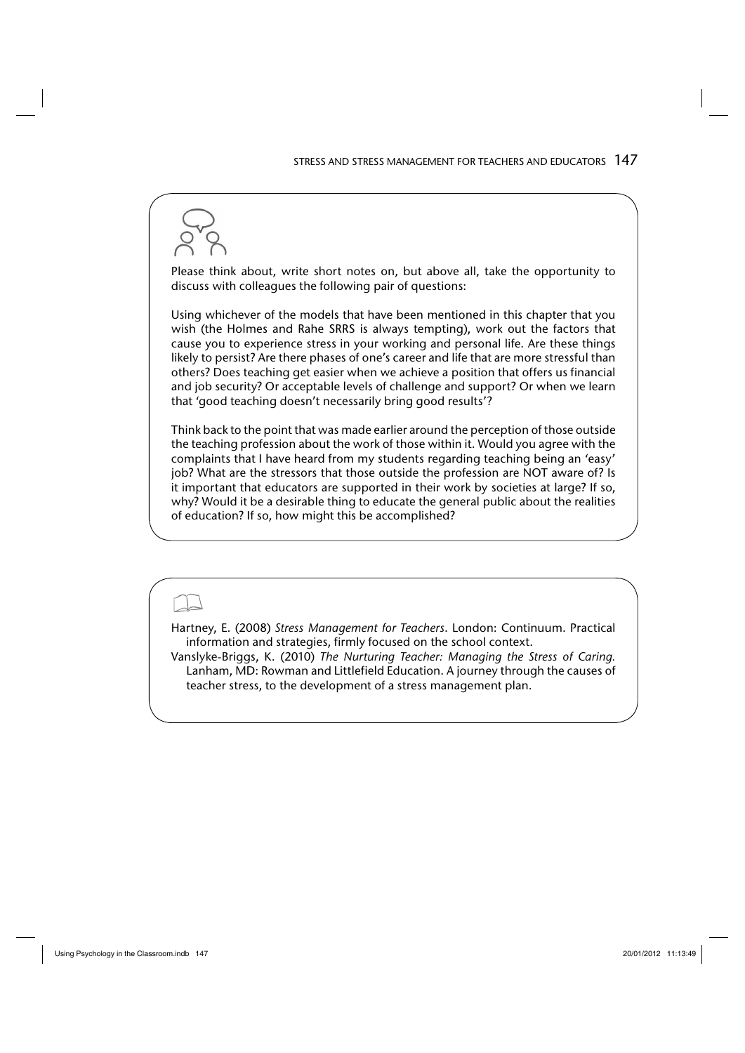Please think about, write short notes on, but above all, take the opportunity to discuss with colleagues the following pair of questions:

Using whichever of the models that have been mentioned in this chapter that you wish (the Holmes and Rahe SRRS is always tempting), work out the factors that cause you to experience stress in your working and personal life. Are these things likely to persist? Are there phases of one's career and life that are more stressful than others? Does teaching get easier when we achieve a position that offers us financial and job security? Or acceptable levels of challenge and support? Or when we learn that 'good teaching doesn't necessarily bring good results'?

Think back to the point that was made earlier around the perception of those outside the teaching profession about the work of those within it. Would you agree with the complaints that I have heard from my students regarding teaching being an 'easy' job? What are the stressors that those outside the profession are NOT aware of? Is it important that educators are supported in their work by societies at large? If so, why? Would it be a desirable thing to educate the general public about the realities of education? If so, how might this be accomplished?

Hartney, E. (2008) *Stress Management for Teachers*. London: Continuum. Practical information and strategies, firmly focused on the school context.

Vanslyke-Briggs, K. (2010) *The Nurturing Teacher: Managing the Stress of Caring.* Lanham, MD: Rowman and Littlefield Education. A journey through the causes of teacher stress, to the development of a stress management plan.